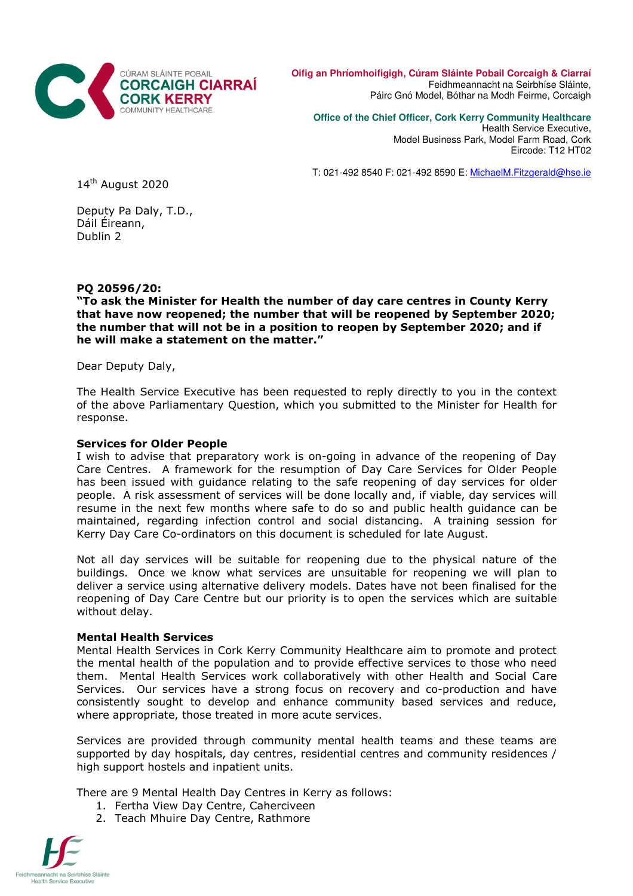CÚRAM SLÁINTE POBAIL
**CORCAIGH CIARRAÍ**
**CORK KERRY**
COMMUNITY HEALTHCARE

**Oifig an Phríomhoifigigh, Cúram Sláinte Pobail Corcaigh & Ciarraí**
Feidhmeannacht na Seirbhíse Sláinte,
Páirc Gnó Model, Bóthar na Modh Feirme, Corcaigh

**Office of the Chief Officer, Cork Kerry Community Healthcare**
Health Service Executive,
Model Business Park, Model Farm Road, Cork
Eircode: T12 HT02

T: 021-492 8540 F: 021-492 8590 E: MichaelM.Fitzgerald@hse.ie

14th August 2020

Deputy Pa Daly, T.D.,
Dáil Éireann,
Dublin 2

**PQ 20596/20:**
**"To ask the Minister for Health the number of day care centres in County Kerry that have now reopened; the number that will be reopened by September 2020; the number that will not be in a position to reopen by September 2020; and if he will make a statement on the matter."**

Dear Deputy Daly,

The Health Service Executive has been requested to reply directly to you in the context of the above Parliamentary Question, which you submitted to the Minister for Health for response.

**Services for Older People**
I wish to advise that preparatory work is on-going in advance of the reopening of Day Care Centres. A framework for the resumption of Day Care Services for Older People has been issued with guidance relating to the safe reopening of day services for older people. A risk assessment of services will be done locally and, if viable, day services will resume in the next few months where safe to do so and public health guidance can be maintained, regarding infection control and social distancing. A training session for Kerry Day Care Co-ordinators on this document is scheduled for late August.

Not all day services will be suitable for reopening due to the physical nature of the buildings. Once we know what services are unsuitable for reopening we will plan to deliver a service using alternative delivery models. Dates have not been finalised for the reopening of Day Care Centre but our priority is to open the services which are suitable without delay.

**Mental Health Services**
Mental Health Services in Cork Kerry Community Healthcare aim to promote and protect the mental health of the population and to provide effective services to those who need them. Mental Health Services work collaboratively with other Health and Social Care Services. Our services have a strong focus on recovery and co-production and have consistently sought to develop and enhance community based services and reduce, where appropriate, those treated in more acute services.

Services are provided through community mental health teams and these teams are supported by day hospitals, day centres, residential centres and community residences / high support hostels and inpatient units.

There are 9 Mental Health Day Centres in Kerry as follows:

1. Fertha View Day Centre, Caherciveen
2. Teach Mhuire Day Centre, Rathmore

Feidhmeannacht na Seirbhíse Sláinte
Health Service Executive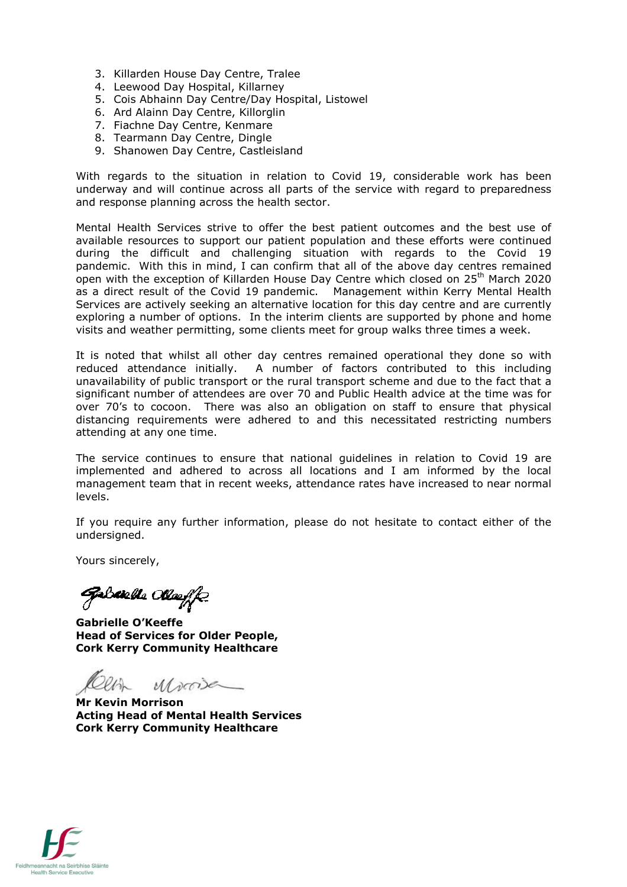3. Killarden House Day Centre, Tralee
4. Leewood Day Hospital, Killarney
5. Cois Abhainn Day Centre/Day Hospital, Listowel
6. Ard Alainn Day Centre, Killorglin
7. Fiachne Day Centre, Kenmare
8. Tearmann Day Centre, Dingle
9. Shanowen Day Centre, Castleisland

With regards to the situation in relation to Covid 19, considerable work has been underway and will continue across all parts of the service with regard to preparedness and response planning across the health sector.

Mental Health Services strive to offer the best patient outcomes and the best use of available resources to support our patient population and these efforts were continued during the difficult and challenging situation with regards to the Covid 19 pandemic. With this in mind, I can confirm that all of the above day centres remained open with the exception of Killarden House Day Centre which closed on 25th March 2020 as a direct result of the Covid 19 pandemic. Management within Kerry Mental Health Services are actively seeking an alternative location for this day centre and are currently exploring a number of options. In the interim clients are supported by phone and home visits and weather permitting, some clients meet for group walks three times a week.

It is noted that whilst all other day centres remained operational they done so with reduced attendance initially. A number of factors contributed to this including unavailability of public transport or the rural transport scheme and due to the fact that a significant number of attendees are over 70 and Public Health advice at the time was for over 70's to cocoon. There was also an obligation on staff to ensure that physical distancing requirements were adhered to and this necessitated restricting numbers attending at any one time.

The service continues to ensure that national guidelines in relation to Covid 19 are implemented and adhered to across all locations and I am informed by the local management team that in recent weeks, attendance rates have increased to near normal levels.

If you require any further information, please do not hesitate to contact either of the undersigned.

Yours sincerely,

**Gabrielle O'Keeffe**
**Head of Services for Older People,**
**Cork Kerry Community Healthcare**

**Mr Kevin Morrison**
**Acting Head of Mental Health Services**
**Cork Kerry Community Healthcare**

Feidhmeannacht na Seirbhíse Sláinte
Health Service Executive